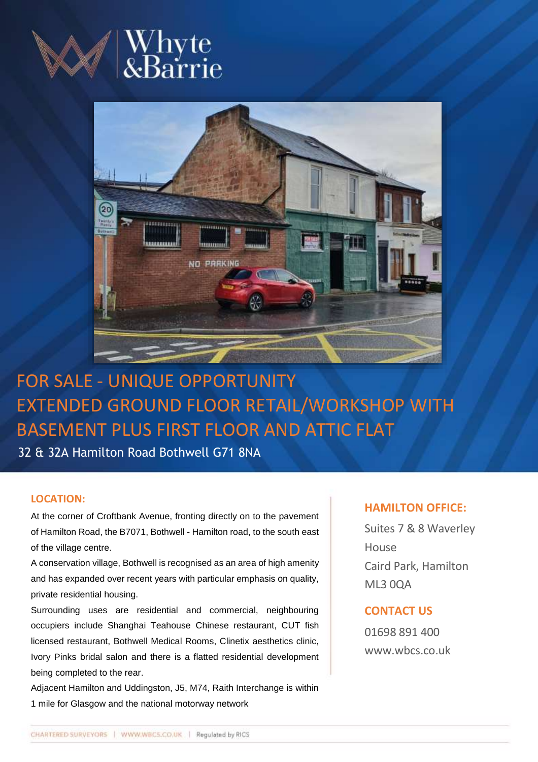Whyte &Barrie

# FOR SALE - UNIQUE OPPORTUNITY EXTENDED GROUND FLOOR RETAIL/WORKSHOP WITH BASEMENT PLUS FIRST FLOOR AND ATTIC FLAT

32 & 32A Hamilton Road Bothwell G71 8NA

## LOCATION:

At the corner of Croftbank Avenue, fronting directly on to the pavement of Hamilton Road, the B7071, Bothwell - Hamilton road, to the south east of the village centre.

A conservation village, Bothwell is recognised as an area of high amenity and has expanded over recent years with particular emphasis on quality, private residential housing.

Surrounding uses are residential and commercial, neighbouring occupiers include Shanghai Teahouse Chinese restaurant, CUT fish licensed restaurant, Bothwell Medical Rooms, Clinetix aesthetics clinic, Ivory Pinks bridal salon and there is a flatted residential development being completed to the rear.

Adjacent Hamilton and Uddingston, J5, M74, Raith Interchange is within 1 mile for Glasgow and the national motorway network

## HAMILTON OFFICE:

Suites 7 & 8 Waverley House
Caird Park, Hamilton
ML3 0QA

## CONTACT US

01698 891 400
www.wbcs.co.uk

CHARTERED SURVEYORS | WWW.WBCS.CO.UK | Regulated by RICS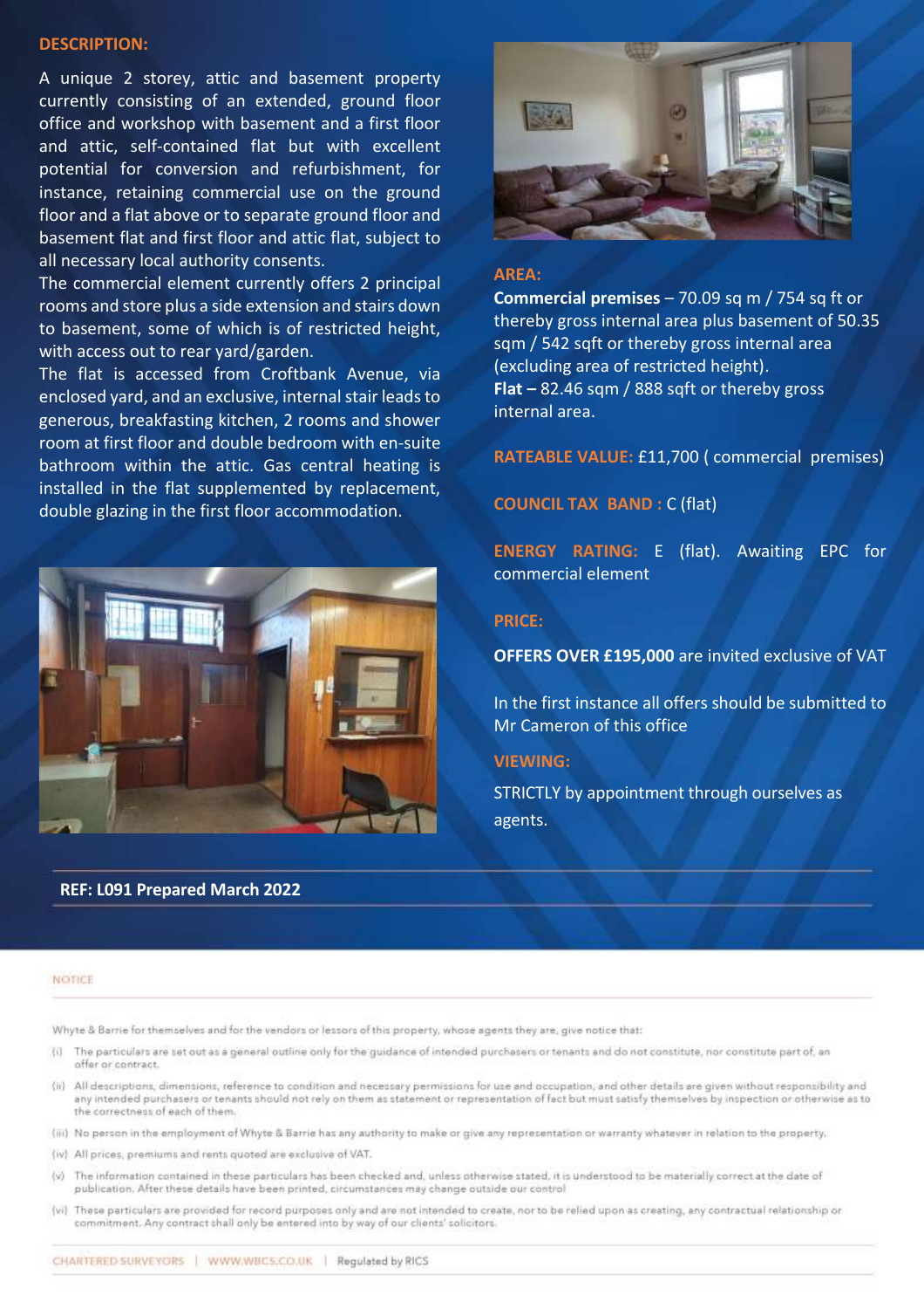## DESCRIPTION:

A unique 2 storey, attic and basement property currently consisting of an extended, ground floor office and workshop with basement and a first floor and attic, self-contained flat but with excellent potential for conversion and refurbishment, for instance, retaining commercial use on the ground floor and a flat above or to separate ground floor and basement flat and first floor and attic flat, subject to all necessary local authority consents.

The commercial element currently offers 2 principal rooms and store plus a side extension and stairs down to basement, some of which is of restricted height, with access out to rear yard/garden.

The flat is accessed from Croftbank Avenue, via enclosed yard, and an exclusive, internal stair leads to generous, breakfasting kitchen, 2 rooms and shower room at first floor and double bedroom with en-suite bathroom within the attic. Gas central heating is installed in the flat supplemented by replacement, double glazing in the first floor accommodation.

## AREA:

**Commercial premises** – 70.09 sq m / 754 sq ft or thereby gross internal area plus basement of 50.35 sqm / 542 sqft or thereby gross internal area (excluding area of restricted height).

**Flat –** 82.46 sqm / 888 sqft or thereby gross internal area.

**RATEABLE VALUE:** £11,700 ( commercial premises)

**COUNCIL TAX BAND :** C (flat)

**ENERGY RATING:** E (flat). Awaiting EPC for commercial element

## PRICE:

**OFFERS OVER £195,000** are invited exclusive of VAT

In the first instance all offers should be submitted to Mr Cameron of this office

## VIEWING:

STRICTLY by appointment through ourselves as agents.

**REF: L091 Prepared March 2022**

### NOTICE

Whyte & Barrie for themselves and for the vendors or lessors of this property, whose agents they are, give notice that:

(i) The particulars are set out as a general outline only for the guidance of intended purchasers or tenants and do not constitute, nor constitute part of, an offer or contract.

(ii) All descriptions, dimensions, reference to condition and necessary permissions for use and occupation, and other details are given without responsibility and any intended purchasers or tenants should not rely on them as statement or representation of fact but must satisfy themselves by inspection or otherwise as to the correctness of each of them.

(iii) No person in the employment of Whyte & Barrie has any authority to make or give any representation or warranty whatever in relation to the property.

(iv) All prices, premiums and rents quoted are exclusive of VAT.

(v) The information contained in these particulars has been checked and, unless otherwise stated, it is understood to be materially correct at the date of publication. After these details have been printed, circumstances may change outside our control.

(vi) These particulars are provided for record purposes only and are not intended to create, nor to be relied upon as creating, any contractual relationship or commitment. Any contract shall only be entered into by way of our clients' solicitors.

CHARTERED SURVEYORS | WWW.WBCS.CO.UK | Regulated by RICS